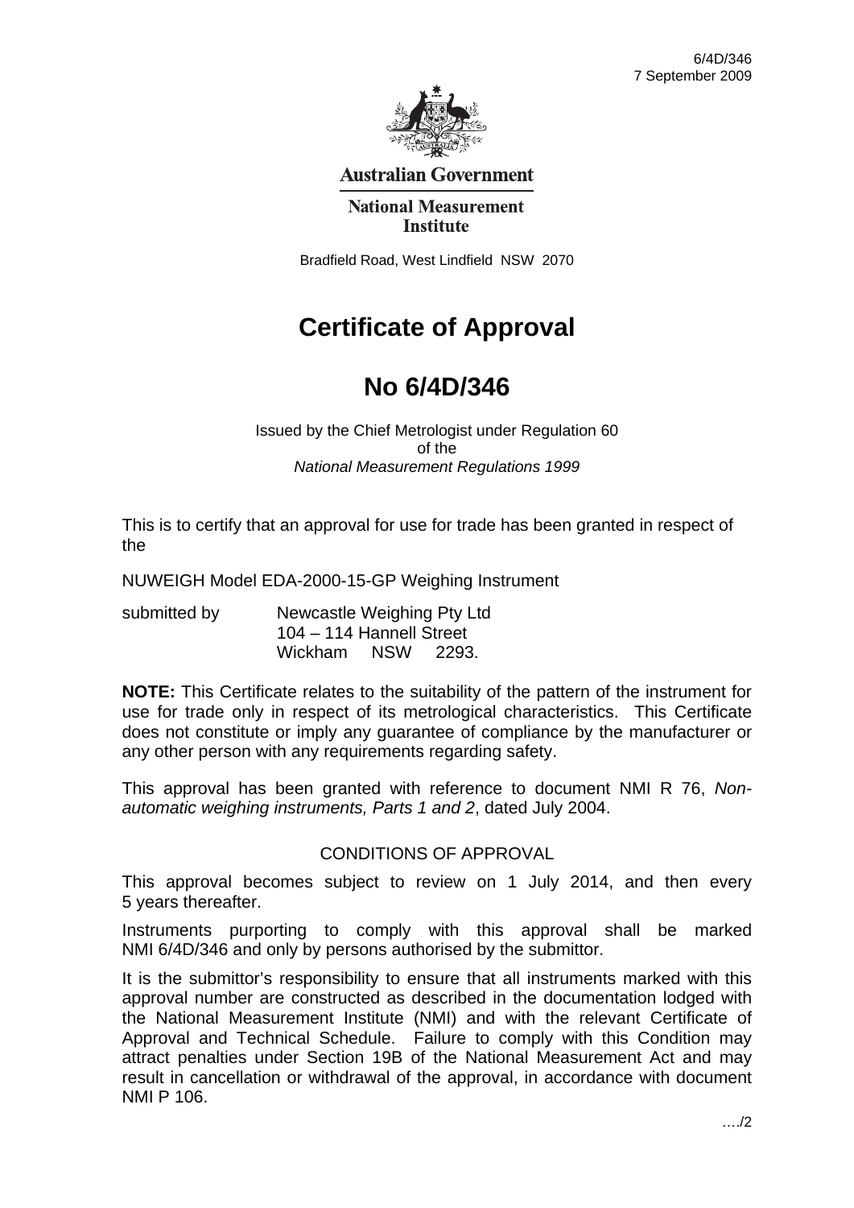6/4D/346
7 September 2009

**Australian Government**

**National Measurement Institute**

Bradfield Road, West Lindfield NSW 2070

# Certificate of Approval

# No 6/4D/346

Issued by the Chief Metrologist under Regulation 60
of the
*National Measurement Regulations 1999*

This is to certify that an approval for use for trade has been granted in respect of the

NUWEIGH Model EDA-2000-15-GP Weighing Instrument

submitted by Newcastle Weighing Pty Ltd
104 – 114 Hannell Street
Wickham NSW 2293.

**NOTE:** This Certificate relates to the suitability of the pattern of the instrument for use for trade only in respect of its metrological characteristics. This Certificate does not constitute or imply any guarantee of compliance by the manufacturer or any other person with any requirements regarding safety.

This approval has been granted with reference to document NMI R 76, *Non-automatic weighing instruments, Parts 1 and 2*, dated July 2004.

## CONDITIONS OF APPROVAL

This approval becomes subject to review on 1 July 2014, and then every 5 years thereafter.

Instruments purporting to comply with this approval shall be marked NMI 6/4D/346 and only by persons authorised by the submittor.

It is the submittor's responsibility to ensure that all instruments marked with this approval number are constructed as described in the documentation lodged with the National Measurement Institute (NMI) and with the relevant Certificate of Approval and Technical Schedule. Failure to comply with this Condition may attract penalties under Section 19B of the National Measurement Act and may result in cancellation or withdrawal of the approval, in accordance with document NMI P 106.

…./2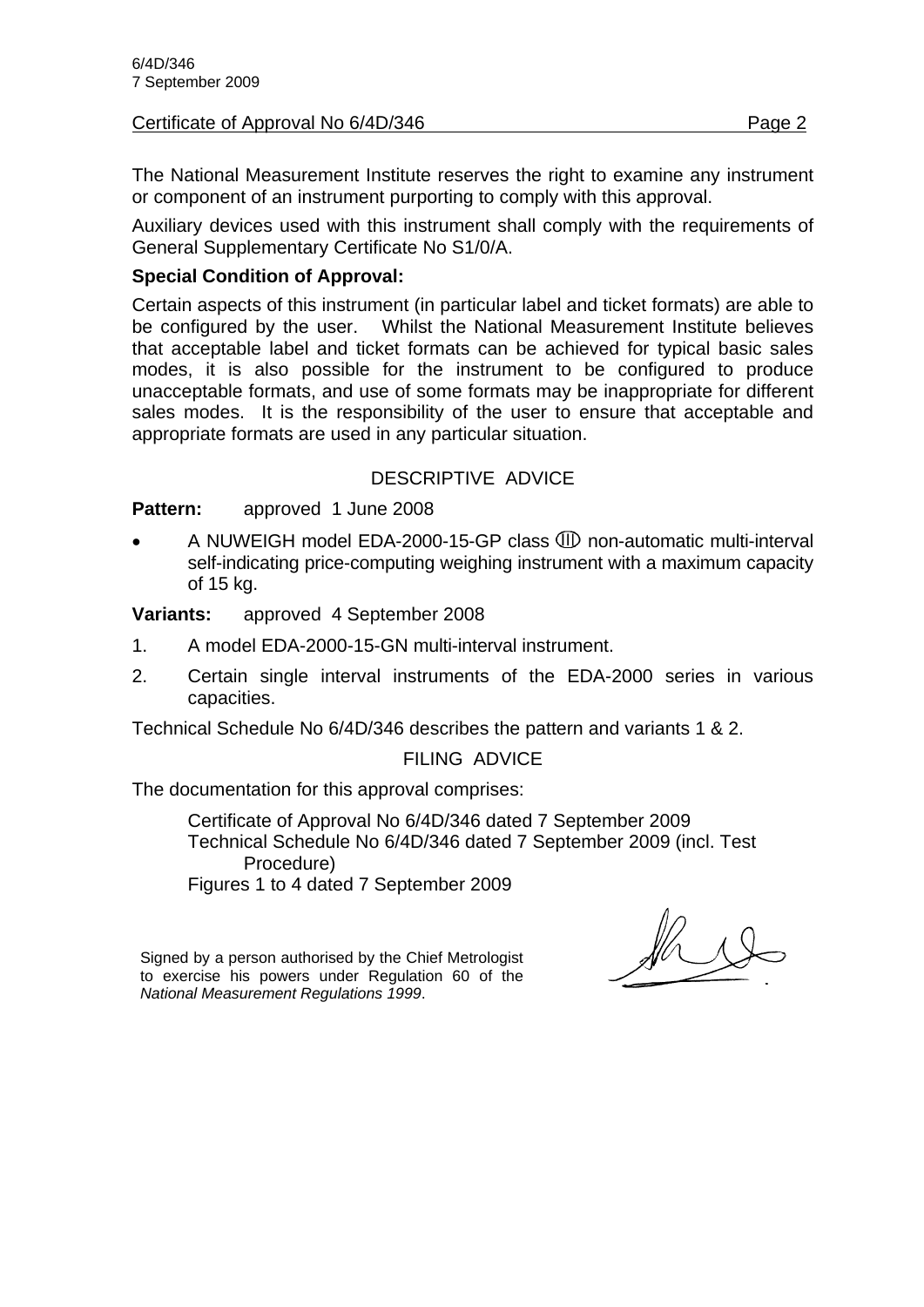The National Measurement Institute reserves the right to examine any instrument or component of an instrument purporting to comply with this approval.

Auxiliary devices used with this instrument shall comply with the requirements of General Supplementary Certificate No S1/0/A.

**Special Condition of Approval:**

Certain aspects of this instrument (in particular label and ticket formats) are able to be configured by the user. Whilst the National Measurement Institute believes that acceptable label and ticket formats can be achieved for typical basic sales modes, it is also possible for the instrument to be configured to produce unacceptable formats, and use of some formats may be inappropriate for different sales modes. It is the responsibility of the user to ensure that acceptable and appropriate formats are used in any particular situation.

## DESCRIPTIVE ADVICE

**Pattern:** approved 1 June 2008

- A NUWEIGH model EDA-2000-15-GP class ⅢⅢ non-automatic multi-interval self-indicating price-computing weighing instrument with a maximum capacity of 15 kg.

**Variants:** approved 4 September 2008

1. A model EDA-2000-15-GN multi-interval instrument.
2. Certain single interval instruments of the EDA-2000 series in various capacities.

Technical Schedule No 6/4D/346 describes the pattern and variants 1 & 2.

## FILING ADVICE

The documentation for this approval comprises:

Certificate of Approval No 6/4D/346 dated 7 September 2009
Technical Schedule No 6/4D/346 dated 7 September 2009 (incl. Test Procedure)
Figures 1 to 4 dated 7 September 2009

Signed by a person authorised by the Chief Metrologist to exercise his powers under Regulation 60 of the *National Measurement Regulations 1999*.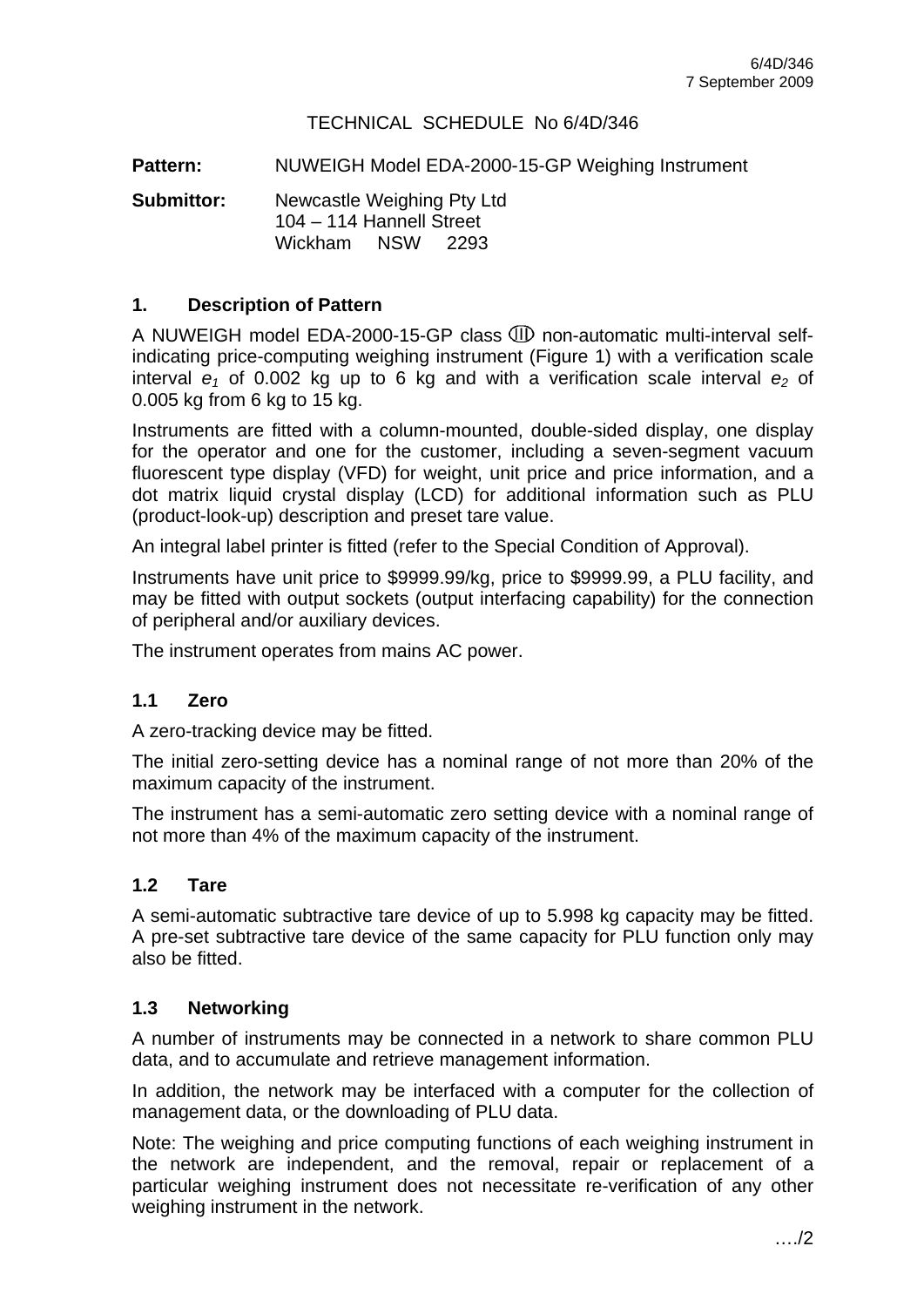# TECHNICAL SCHEDULE No 6/4D/346

**Pattern:** NUWEIGH Model EDA-2000-15-GP Weighing Instrument

**Submittor:** Newcastle Weighing Pty Ltd
104 – 114 Hannell Street
Wickham NSW 2293

## 1. Description of Pattern

A NUWEIGH model EDA-2000-15-GP class ⅢⅠ non-automatic multi-interval self-indicating price-computing weighing instrument (Figure 1) with a verification scale interval $e_1$ of 0.002 kg up to 6 kg and with a verification scale interval $e_2$ of 0.005 kg from 6 kg to 15 kg.

Instruments are fitted with a column-mounted, double-sided display, one display for the operator and one for the customer, including a seven-segment vacuum fluorescent type display (VFD) for weight, unit price and price information, and a dot matrix liquid crystal display (LCD) for additional information such as PLU (product-look-up) description and preset tare value.

An integral label printer is fitted (refer to the Special Condition of Approval).

Instruments have unit price to $9999.99/kg, price to $9999.99, a PLU facility, and may be fitted with output sockets (output interfacing capability) for the connection of peripheral and/or auxiliary devices.

The instrument operates from mains AC power.

### 1.1 Zero

A zero-tracking device may be fitted.

The initial zero-setting device has a nominal range of not more than 20% of the maximum capacity of the instrument.

The instrument has a semi-automatic zero setting device with a nominal range of not more than 4% of the maximum capacity of the instrument.

### 1.2 Tare

A semi-automatic subtractive tare device of up to 5.998 kg capacity may be fitted. A pre-set subtractive tare device of the same capacity for PLU function only may also be fitted.

### 1.3 Networking

A number of instruments may be connected in a network to share common PLU data, and to accumulate and retrieve management information.

In addition, the network may be interfaced with a computer for the collection of management data, or the downloading of PLU data.

Note: The weighing and price computing functions of each weighing instrument in the network are independent, and the removal, repair or replacement of a particular weighing instrument does not necessitate re-verification of any other weighing instrument in the network.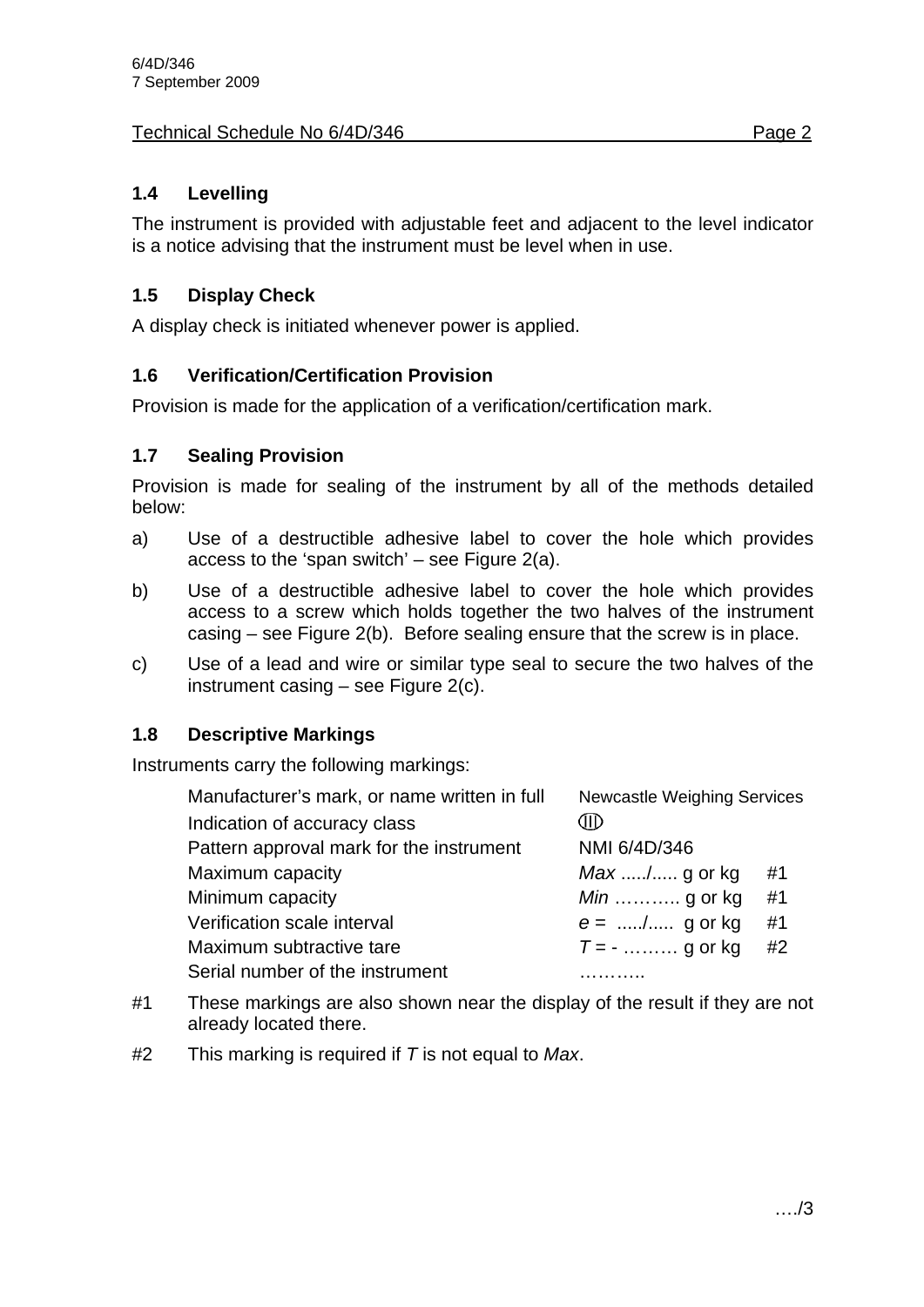### 1.4 Levelling

The instrument is provided with adjustable feet and adjacent to the level indicator is a notice advising that the instrument must be level when in use.

### 1.5 Display Check

A display check is initiated whenever power is applied.

### 1.6 Verification/Certification Provision

Provision is made for the application of a verification/certification mark.

### 1.7 Sealing Provision

Provision is made for sealing of the instrument by all of the methods detailed below:

a) Use of a destructible adhesive label to cover the hole which provides access to the 'span switch' – see Figure 2(a).

b) Use of a destructible adhesive label to cover the hole which provides access to a screw which holds together the two halves of the instrument casing – see Figure 2(b). Before sealing ensure that the screw is in place.

c) Use of a lead and wire or similar type seal to secure the two halves of the instrument casing – see Figure 2(c).

### 1.8 Descriptive Markings

Instruments carry the following markings:

| | | |
|---|---|---|
| Manufacturer's mark, or name written in full | Newcastle Weighing Services | |
| Indication of accuracy class | (III) | |
| Pattern approval mark for the instrument | NMI 6/4D/346 | |
| Maximum capacity | *Max* ...../..... g or kg | #1 |
| Minimum capacity | *Min* ……….. g or kg | #1 |
| Verification scale interval | *e* = ...../..... g or kg | #1 |
| Maximum subtractive tare | *T* = - ……… g or kg | #2 |
| Serial number of the instrument | ……….. | |

#1 These markings are also shown near the display of the result if they are not already located there.

#2 This marking is required if *T* is not equal to *Max*.

…./3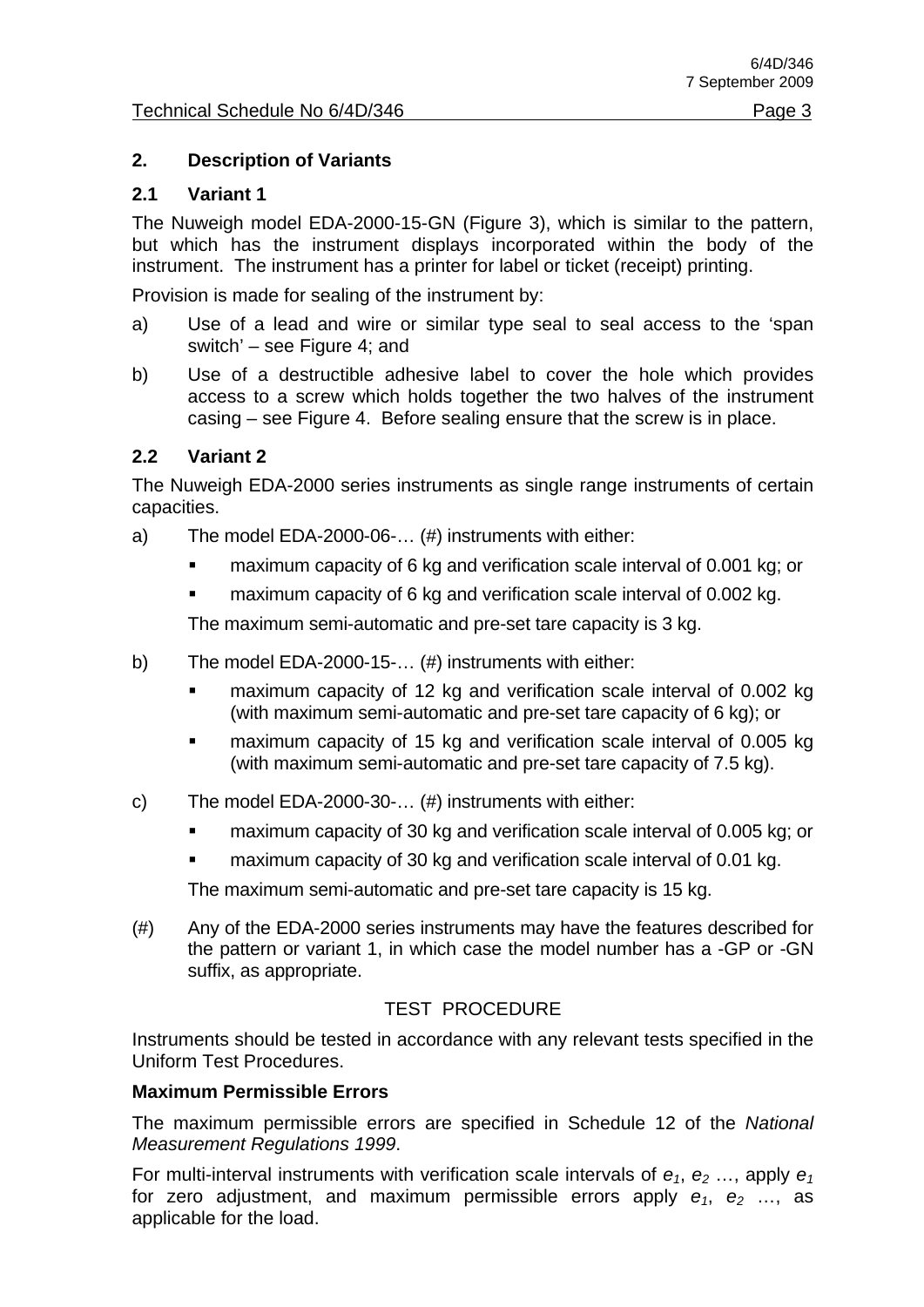## 2. Description of Variants

### 2.1 Variant 1

The Nuweigh model EDA-2000-15-GN (Figure 3), which is similar to the pattern, but which has the instrument displays incorporated within the body of the instrument. The instrument has a printer for label or ticket (receipt) printing.

Provision is made for sealing of the instrument by:

a) Use of a lead and wire or similar type seal to seal access to the 'span switch' – see Figure 4; and

b) Use of a destructible adhesive label to cover the hole which provides access to a screw which holds together the two halves of the instrument casing – see Figure 4. Before sealing ensure that the screw is in place.

### 2.2 Variant 2

The Nuweigh EDA-2000 series instruments as single range instruments of certain capacities.

a) The model EDA-2000-06-… (#) instruments with either:

- maximum capacity of 6 kg and verification scale interval of 0.001 kg; or
- maximum capacity of 6 kg and verification scale interval of 0.002 kg.

The maximum semi-automatic and pre-set tare capacity is 3 kg.

b) The model EDA-2000-15-… (#) instruments with either:

- maximum capacity of 12 kg and verification scale interval of 0.002 kg (with maximum semi-automatic and pre-set tare capacity of 6 kg); or
- maximum capacity of 15 kg and verification scale interval of 0.005 kg (with maximum semi-automatic and pre-set tare capacity of 7.5 kg).

c) The model EDA-2000-30-… (#) instruments with either:

- maximum capacity of 30 kg and verification scale interval of 0.005 kg; or
- maximum capacity of 30 kg and verification scale interval of 0.01 kg.

The maximum semi-automatic and pre-set tare capacity is 15 kg.

(#) Any of the EDA-2000 series instruments may have the features described for the pattern or variant 1, in which case the model number has a -GP or -GN suffix, as appropriate.

## TEST PROCEDURE

Instruments should be tested in accordance with any relevant tests specified in the Uniform Test Procedures.

**Maximum Permissible Errors**

The maximum permissible errors are specified in Schedule 12 of the *National Measurement Regulations 1999*.

For multi-interval instruments with verification scale intervals of $e_1$, $e_2$ …, apply $e_1$ for zero adjustment, and maximum permissible errors apply $e_1$, $e_2$ …, as applicable for the load.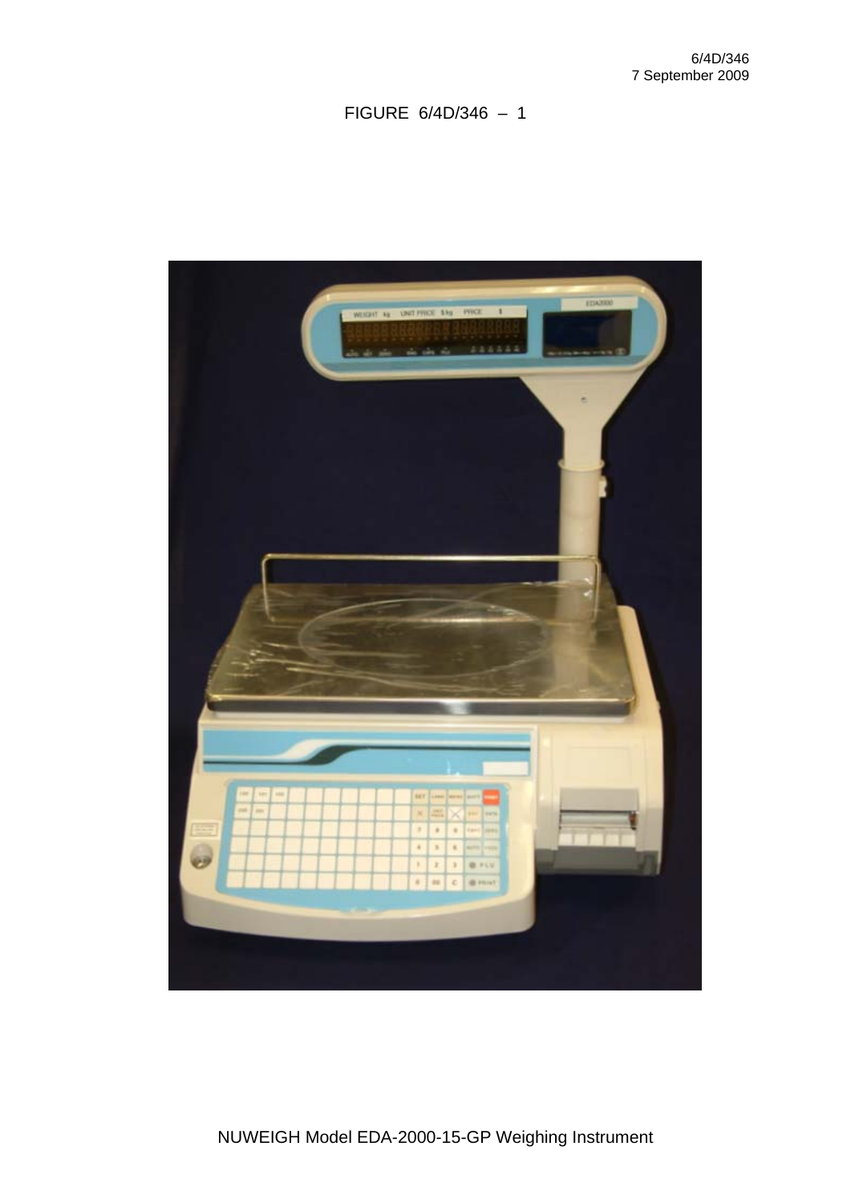FIGURE 6/4D/346 – 1

NUWEIGH Model EDA-2000-15-GP Weighing Instrument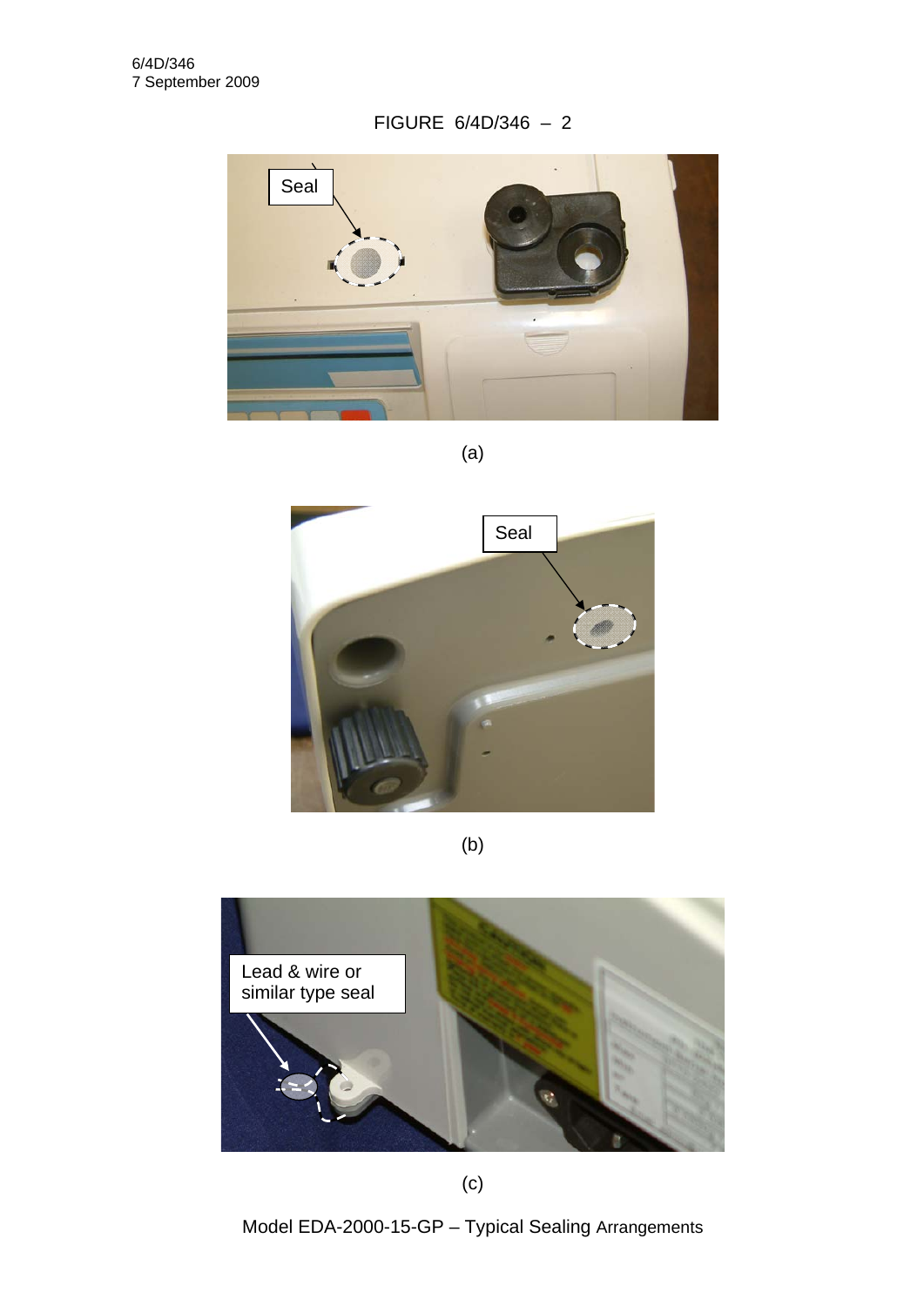6/4D/346
7 September 2009

FIGURE 6/4D/346 – 2

(a)

(b)

(c)

Model EDA-2000-15-GP – Typical Sealing Arrangements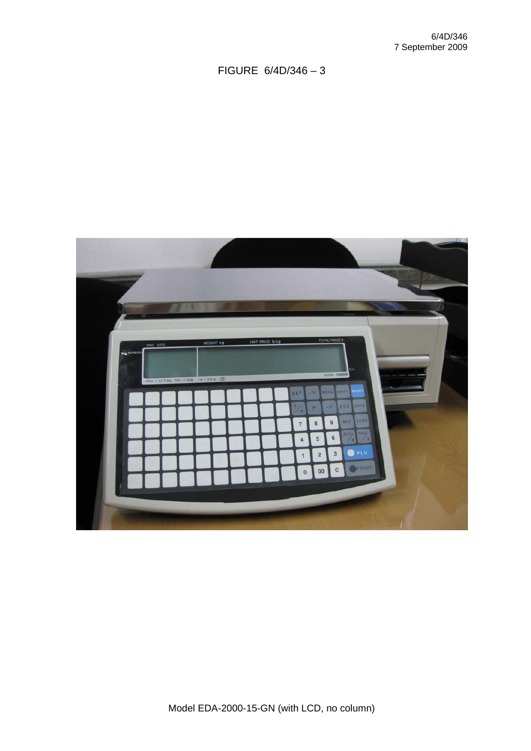FIGURE 6/4D/346 – 3

Model EDA-2000-15-GN (with LCD, no column)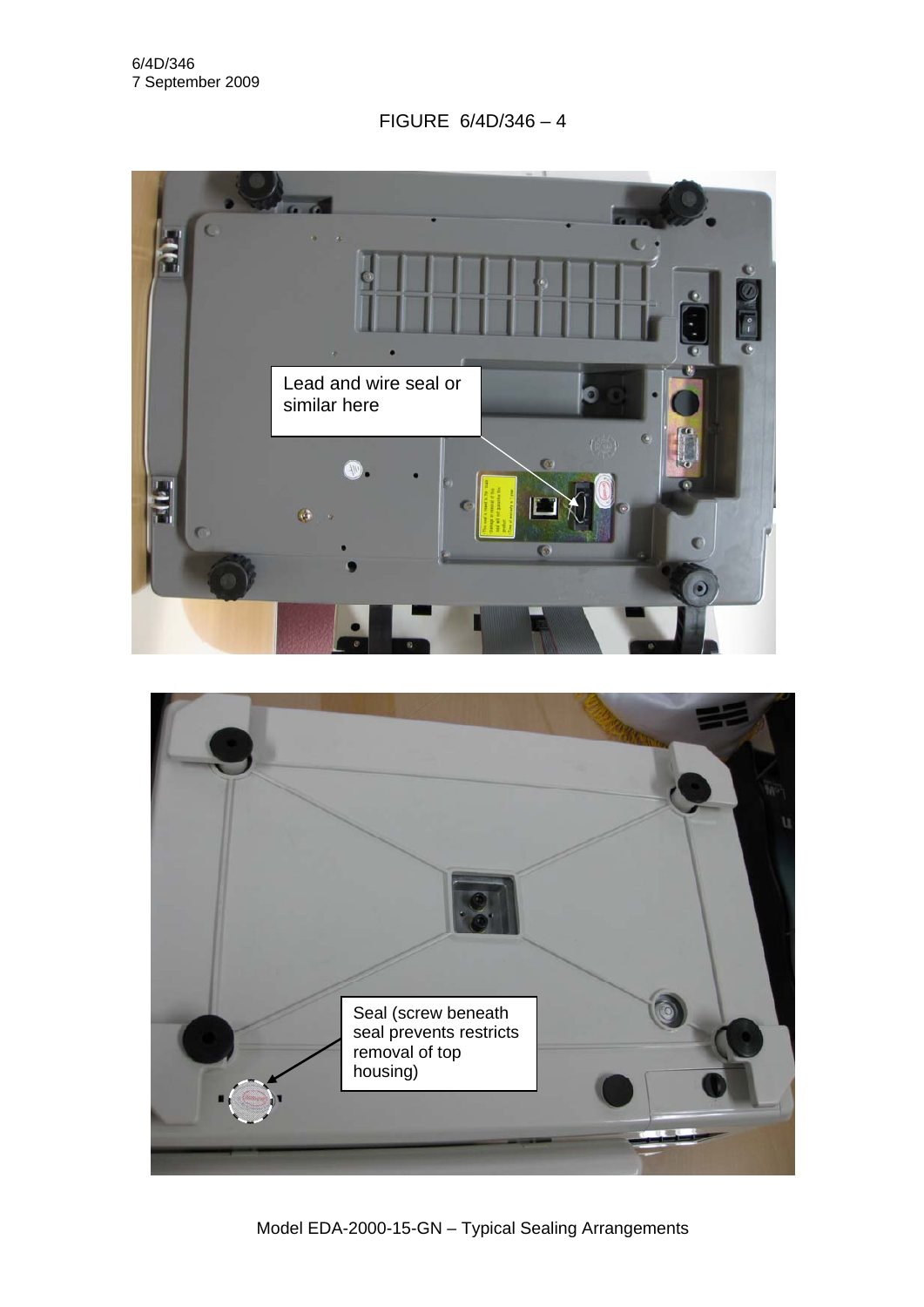FIGURE 6/4D/346 – 4

Lead and wire seal or similar here

Seal (screw beneath seal prevents restricts removal of top housing)

Model EDA-2000-15-GN – Typical Sealing Arrangements